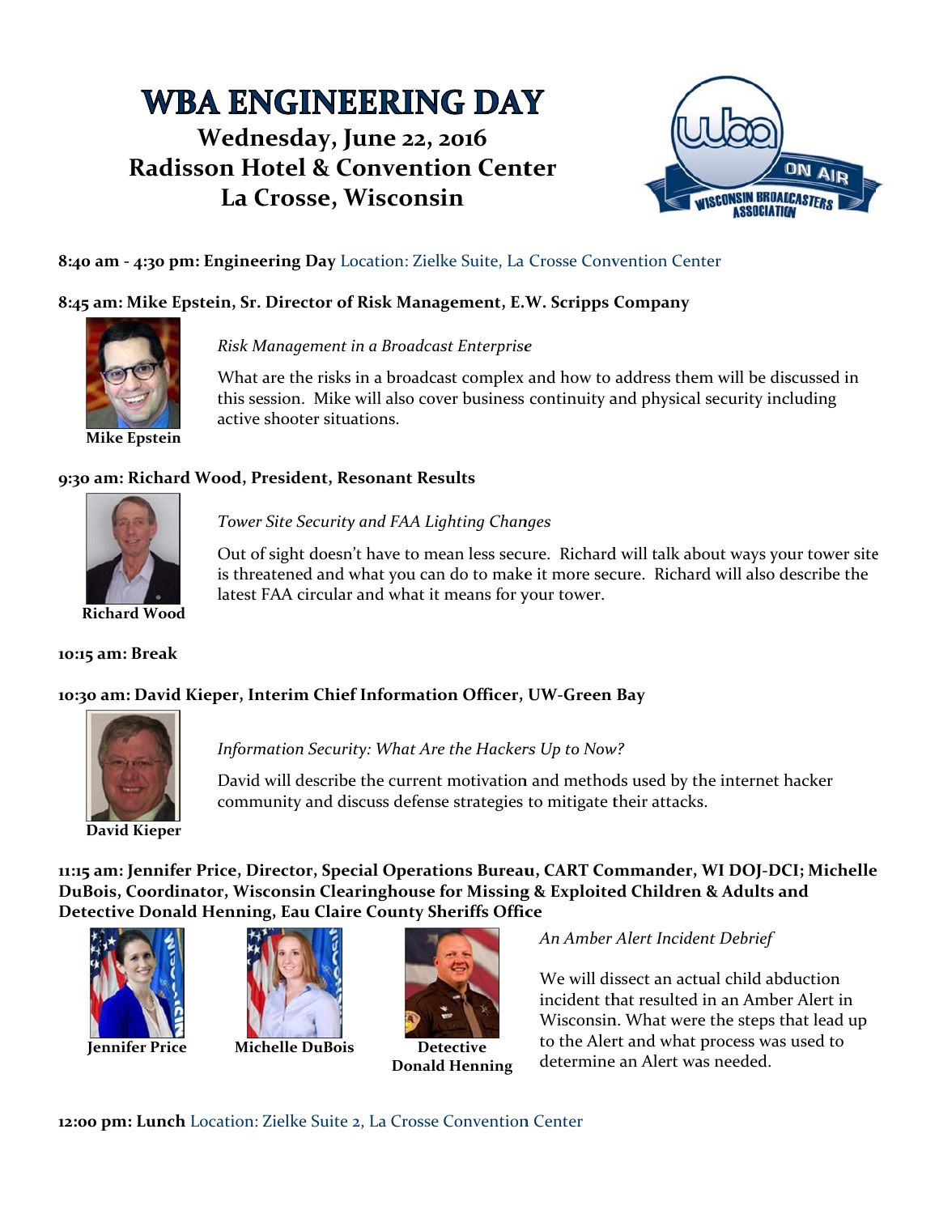# WBA ENGINEERING DAY

## Wednesday, June 22, 2016
## Radisson Hotel & Convention Center
## La Crosse, Wisconsin

**8:40 am - 4:30 pm: Engineering Day** Location: Zielke Suite, La Crosse Convention Center

**8:45 am: Mike Epstein, Sr. Director of Risk Management, E.W. Scripps Company**

**Mike Epstein**

*Risk Management in a Broadcast Enterprise*

What are the risks in a broadcast complex and how to address them will be discussed in this session. Mike will also cover business continuity and physical security including active shooter situations.

**9:30 am: Richard Wood, President, Resonant Results**

**Richard Wood**

*Tower Site Security and FAA Lighting Changes*

Out of sight doesn't have to mean less secure. Richard will talk about ways your tower site is threatened and what you can do to make it more secure. Richard will also describe the latest FAA circular and what it means for your tower.

**10:15 am: Break**

**10:30 am: David Kieper, Interim Chief Information Officer, UW-Green Bay**

**David Kieper**

*Information Security: What Are the Hackers Up to Now?*

David will describe the current motivation and methods used by the internet hacker community and discuss defense strategies to mitigate their attacks.

**11:15 am: Jennifer Price, Director, Special Operations Bureau, CART Commander, WI DOJ-DCI; Michelle DuBois, Coordinator, Wisconsin Clearinghouse for Missing & Exploited Children & Adults and Detective Donald Henning, Eau Claire County Sheriffs Office**

**Jennifer Price** | **Michelle DuBois** | **Detective Donald Henning**

*An Amber Alert Incident Debrief*

We will dissect an actual child abduction incident that resulted in an Amber Alert in Wisconsin. What were the steps that lead up to the Alert and what process was used to determine an Alert was needed.

**12:00 pm: Lunch** Location: Zielke Suite 2, La Crosse Convention Center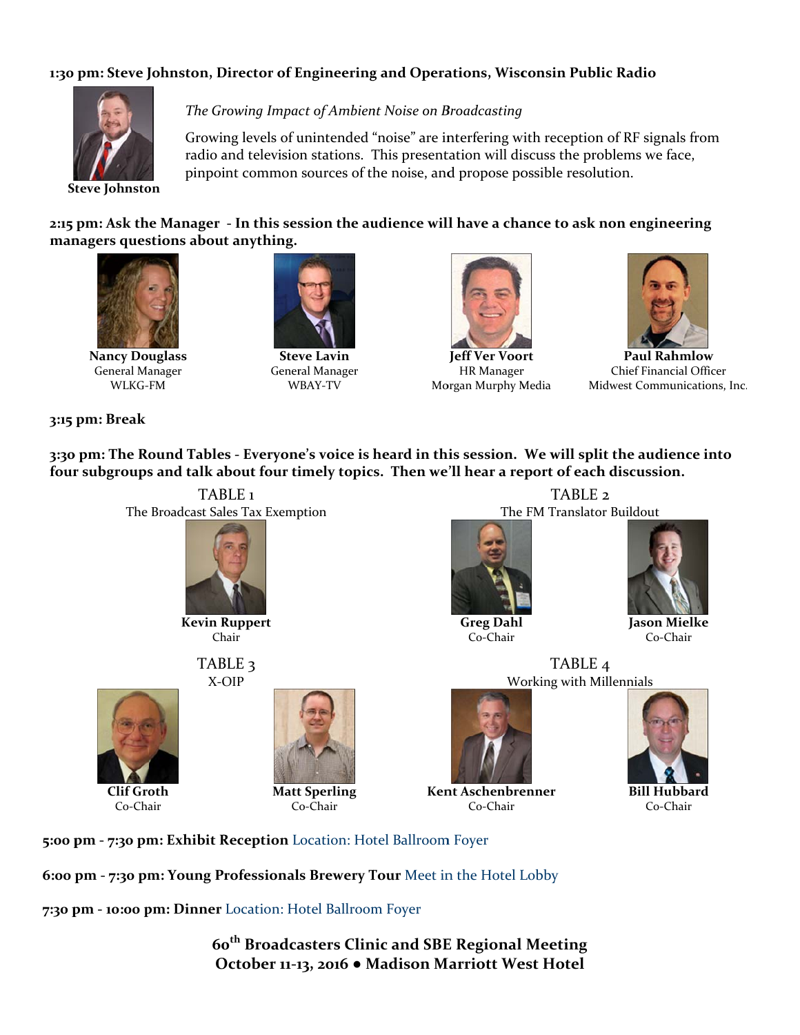**1:30 pm: Steve Johnston, Director of Engineering and Operations, Wisconsin Public Radio**

**Steve Johnston**

*The Growing Impact of Ambient Noise on Broadcasting*

Growing levels of unintended "noise" are interfering with reception of RF signals from radio and television stations. This presentation will discuss the problems we face, pinpoint common sources of the noise, and propose possible resolution.

**2:15 pm: Ask the Manager - In this session the audience will have a chance to ask non engineering managers questions about anything.**

**Nancy Douglass**
General Manager
WLKG-FM

**Steve Lavin**
General Manager
WBAY-TV

**Jeff Ver Voort**
HR Manager
Morgan Murphy Media

**Paul Rahmlow**
Chief Financial Officer
Midwest Communications, Inc.

**3:15 pm: Break**

**3:30 pm: The Round Tables - Everyone's voice is heard in this session. We will split the audience into four subgroups and talk about four timely topics. Then we'll hear a report of each discussion.**

TABLE 1
The Broadcast Sales Tax Exemption

**Kevin Ruppert**
Chair

TABLE 2
The FM Translator Buildout

**Greg Dahl**
Co-Chair

**Jason Mielke**
Co-Chair

TABLE 3
X-OIP

**Clif Groth**
Co-Chair

**Matt Sperling**
Co-Chair

TABLE 4
Working with Millennials

**Kent Aschenbrenner**
Co-Chair

**Bill Hubbard**
Co-Chair

**5:00 pm - 7:30 pm: Exhibit Reception** Location: Hotel Ballroom Foyer

**6:00 pm - 7:30 pm: Young Professionals Brewery Tour** Meet in the Hotel Lobby

**7:30 pm - 10:00 pm: Dinner** Location: Hotel Ballroom Foyer

**60th Broadcasters Clinic and SBE Regional Meeting**
**October 11-13, 2016 • Madison Marriott West Hotel**